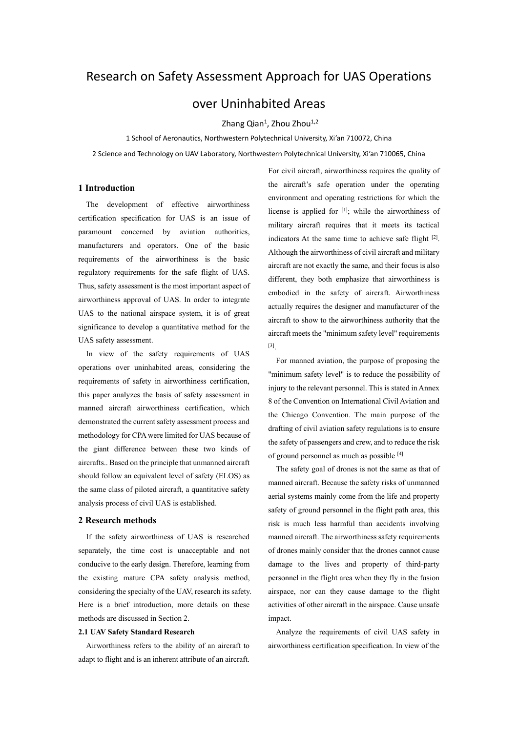# Research on Safety Assessment Approach for UAS Operations over Uninhabited Areas

Zhang Qian[1], Zhou Zhou[1,2]

1 School of Aeronautics, Northwestern Polytechnical University, Xi'an 710072, China

2 Science and Technology on UAV Laboratory, Northwestern Polytechnical University, Xi'an 710065, China

## 1 Introduction

The development of effective airworthiness certification specification for UAS is an issue of paramount concerned by aviation authorities, manufacturers and operators. One of the basic requirements of the airworthiness is the basic regulatory requirements for the safe flight of UAS. Thus, safety assessment is the most important aspect of airworthiness approval of UAS. In order to integrate UAS to the national airspace system, it is of great significance to develop a quantitative method for the UAS safety assessment.

In view of the safety requirements of UAS operations over uninhabited areas, considering the requirements of safety in airworthiness certification, this paper analyzes the basis of safety assessment in manned aircraft airworthiness certification, which demonstrated the current safety assessment process and methodology for CPA were limited for UAS because of the giant difference between these two kinds of aircrafts.. Based on the principle that unmanned aircraft should follow an equivalent level of safety (ELOS) as the same class of piloted aircraft, a quantitative safety analysis process of civil UAS is established.

## 2 Research methods

If the safety airworthiness of UAS is researched separately, the time cost is unacceptable and not conducive to the early design. Therefore, learning from the existing mature CPA safety analysis method, considering the specialty of the UAV, research its safety. Here is a brief introduction, more details on these methods are discussed in Section 2.

### 2.1 UAV Safety Standard Research

Airworthiness refers to the ability of an aircraft to adapt to flight and is an inherent attribute of an aircraft. For civil aircraft, airworthiness requires the quality of the aircraft's safe operation under the operating environment and operating restrictions for which the license is applied for [1]; while the airworthiness of military aircraft requires that it meets its tactical indicators At the same time to achieve safe flight [2]. Although the airworthiness of civil aircraft and military aircraft are not exactly the same, and their focus is also different, they both emphasize that airworthiness is embodied in the safety of aircraft. Airworthiness actually requires the designer and manufacturer of the aircraft to show to the airworthiness authority that the aircraft meets the "minimum safety level" requirements [3].

For manned aviation, the purpose of proposing the "minimum safety level" is to reduce the possibility of injury to the relevant personnel. This is stated in Annex 8 of the Convention on International Civil Aviation and the Chicago Convention. The main purpose of the drafting of civil aviation safety regulations is to ensure the safety of passengers and crew, and to reduce the risk of ground personnel as much as possible [4]

The safety goal of drones is not the same as that of manned aircraft. Because the safety risks of unmanned aerial systems mainly come from the life and property safety of ground personnel in the flight path area, this risk is much less harmful than accidents involving manned aircraft. The airworthiness safety requirements of drones mainly consider that the drones cannot cause damage to the lives and property of third-party personnel in the flight area when they fly in the fusion airspace, nor can they cause damage to the flight activities of other aircraft in the airspace. Cause unsafe impact.

Analyze the requirements of civil UAS safety in airworthiness certification specification. In view of the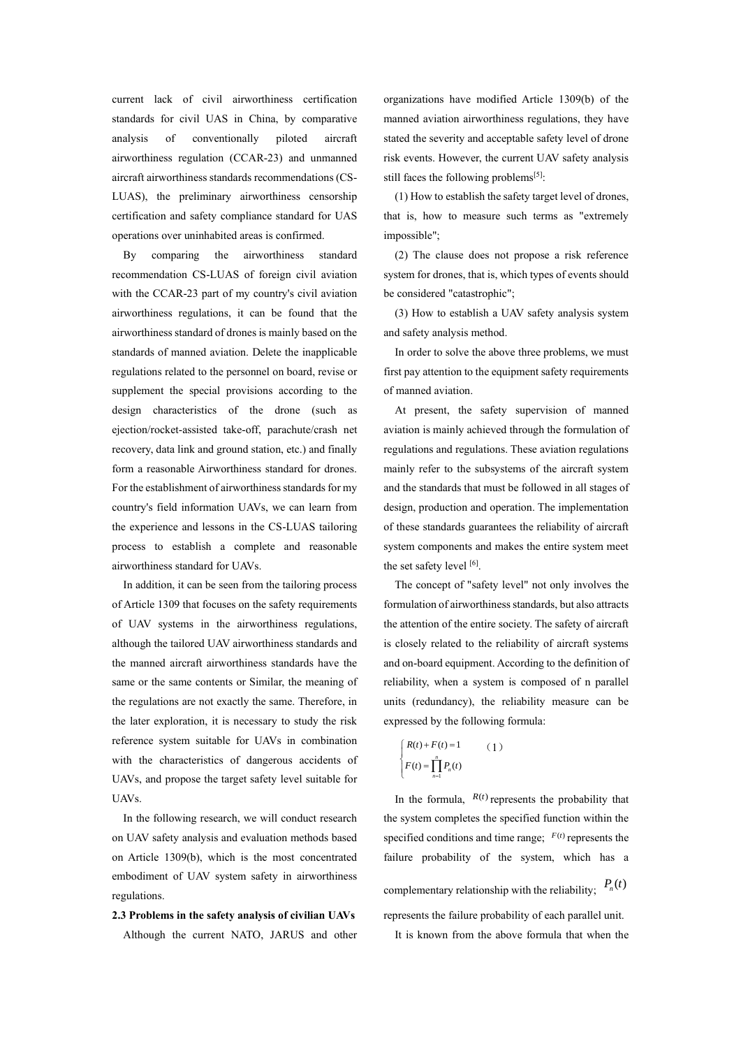current lack of civil airworthiness certification standards for civil UAS in China, by comparative analysis of conventionally piloted aircraft airworthiness regulation (CCAR-23) and unmanned aircraft airworthiness standards recommendations (CS-LUAS), the preliminary airworthiness censorship certification and safety compliance standard for UAS operations over uninhabited areas is confirmed.

By comparing the airworthiness standard recommendation CS-LUAS of foreign civil aviation with the CCAR-23 part of my country's civil aviation airworthiness regulations, it can be found that the airworthiness standard of drones is mainly based on the standards of manned aviation. Delete the inapplicable regulations related to the personnel on board, revise or supplement the special provisions according to the design characteristics of the drone (such as ejection/rocket-assisted take-off, parachute/crash net recovery, data link and ground station, etc.) and finally form a reasonable Airworthiness standard for drones. For the establishment of airworthiness standards for my country's field information UAVs, we can learn from the experience and lessons in the CS-LUAS tailoring process to establish a complete and reasonable airworthiness standard for UAVs.

In addition, it can be seen from the tailoring process of Article 1309 that focuses on the safety requirements of UAV systems in the airworthiness regulations, although the tailored UAV airworthiness standards and the manned aircraft airworthiness standards have the same or the same contents or Similar, the meaning of the regulations are not exactly the same. Therefore, in the later exploration, it is necessary to study the risk reference system suitable for UAVs in combination with the characteristics of dangerous accidents of UAVs, and propose the target safety level suitable for UAVs.

In the following research, we will conduct research on UAV safety analysis and evaluation methods based on Article 1309(b), which is the most concentrated embodiment of UAV system safety in airworthiness regulations.

**2.3 Problems in the safety analysis of civilian UAVs**

Although the current NATO, JARUS and other organizations have modified Article 1309(b) of the manned aviation airworthiness regulations, they have stated the severity and acceptable safety level of drone risk events. However, the current UAV safety analysis still faces the following problems[5]:

(1) How to establish the safety target level of drones, that is, how to measure such terms as "extremely impossible";

(2) The clause does not propose a risk reference system for drones, that is, which types of events should be considered "catastrophic";

(3) How to establish a UAV safety analysis system and safety analysis method.

In order to solve the above three problems, we must first pay attention to the equipment safety requirements of manned aviation.

At present, the safety supervision of manned aviation is mainly achieved through the formulation of regulations and regulations. These aviation regulations mainly refer to the subsystems of the aircraft system and the standards that must be followed in all stages of design, production and operation. The implementation of these standards guarantees the reliability of aircraft system components and makes the entire system meet the set safety level [6].

The concept of "safety level" not only involves the formulation of airworthiness standards, but also attracts the attention of the entire society. The safety of aircraft is closely related to the reliability of aircraft systems and on-board equipment. According to the definition of reliability, when a system is composed of n parallel units (redundancy), the reliability measure can be expressed by the following formula:

$$\begin{cases} R(t)+F(t)=1 \\ F(t)=\prod_{n=1}^{n} P_n(t) \end{cases} \qquad (1)$$

In the formula, $R(t)$ represents the probability that the system completes the specified function within the specified conditions and time range; $F(t)$ represents the failure probability of the system, which has a complementary relationship with the reliability; $P_n(t)$ represents the failure probability of each parallel unit.

It is known from the above formula that when the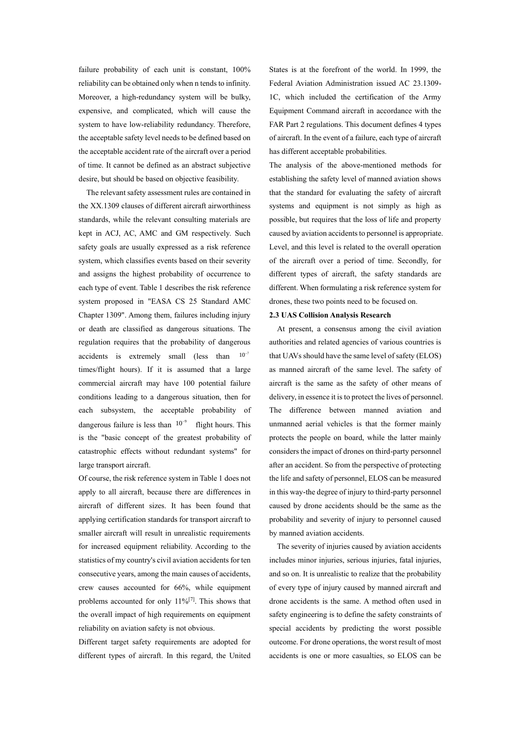failure probability of each unit is constant, 100% reliability can be obtained only when n tends to infinity. Moreover, a high-redundancy system will be bulky, expensive, and complicated, which will cause the system to have low-reliability redundancy. Therefore, the acceptable safety level needs to be defined based on the acceptable accident rate of the aircraft over a period of time. It cannot be defined as an abstract subjective desire, but should be based on objective feasibility.

The relevant safety assessment rules are contained in the XX.1309 clauses of different aircraft airworthiness standards, while the relevant consulting materials are kept in ACJ, AC, AMC and GM respectively. Such safety goals are usually expressed as a risk reference system, which classifies events based on their severity and assigns the highest probability of occurrence to each type of event. Table 1 describes the risk reference system proposed in "EASA CS 25 Standard AMC Chapter 1309". Among them, failures including injury or death are classified as dangerous situations. The regulation requires that the probability of dangerous accidents is extremely small (less than $10^{-7}$ times/flight hours). If it is assumed that a large commercial aircraft may have 100 potential failure conditions leading to a dangerous situation, then for each subsystem, the acceptable probability of dangerous failure is less than $10^{-9}$ flight hours. This is the "basic concept of the greatest probability of catastrophic effects without redundant systems" for large transport aircraft.

Of course, the risk reference system in Table 1 does not apply to all aircraft, because there are differences in aircraft of different sizes. It has been found that applying certification standards for transport aircraft to smaller aircraft will result in unrealistic requirements for increased equipment reliability. According to the statistics of my country's civil aviation accidents for ten consecutive years, among the main causes of accidents, crew causes accounted for 66%, while equipment problems accounted for only 11%[7]. This shows that the overall impact of high requirements on equipment reliability on aviation safety is not obvious.

Different target safety requirements are adopted for different types of aircraft. In this regard, the United States is at the forefront of the world. In 1999, the Federal Aviation Administration issued AC 23.1309-1C, which included the certification of the Army Equipment Command aircraft in accordance with the FAR Part 2 regulations. This document defines 4 types of aircraft. In the event of a failure, each type of aircraft has different acceptable probabilities.

The analysis of the above-mentioned methods for establishing the safety level of manned aviation shows that the standard for evaluating the safety of aircraft systems and equipment is not simply as high as possible, but requires that the loss of life and property caused by aviation accidents to personnel is appropriate. Level, and this level is related to the overall operation of the aircraft over a period of time. Secondly, for different types of aircraft, the safety standards are different. When formulating a risk reference system for drones, these two points need to be focused on.

**2.3 UAS Collision Analysis Research**

At present, a consensus among the civil aviation authorities and related agencies of various countries is that UAVs should have the same level of safety (ELOS) as manned aircraft of the same level. The safety of aircraft is the same as the safety of other means of delivery, in essence it is to protect the lives of personnel. The difference between manned aviation and unmanned aerial vehicles is that the former mainly protects the people on board, while the latter mainly considers the impact of drones on third-party personnel after an accident. So from the perspective of protecting the life and safety of personnel, ELOS can be measured in this way-the degree of injury to third-party personnel caused by drone accidents should be the same as the probability and severity of injury to personnel caused by manned aviation accidents.

The severity of injuries caused by aviation accidents includes minor injuries, serious injuries, fatal injuries, and so on. It is unrealistic to realize that the probability of every type of injury caused by manned aircraft and drone accidents is the same. A method often used in safety engineering is to define the safety constraints of special accidents by predicting the worst possible outcome. For drone operations, the worst result of most accidents is one or more casualties, so ELOS can be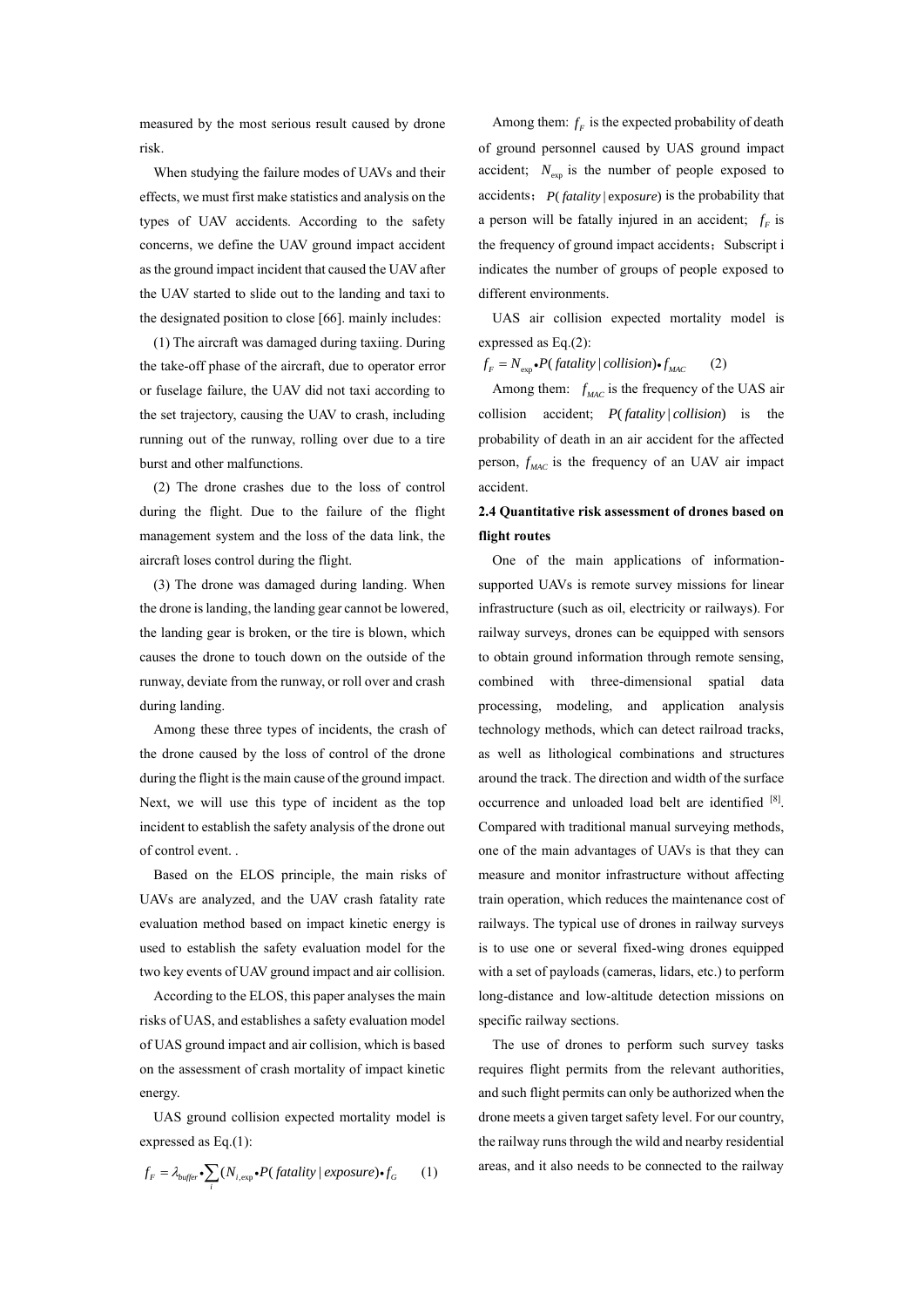measured by the most serious result caused by drone risk.

When studying the failure modes of UAVs and their effects, we must first make statistics and analysis on the types of UAV accidents. According to the safety concerns, we define the UAV ground impact accident as the ground impact incident that caused the UAV after the UAV started to slide out to the landing and taxi to the designated position to close [66]. mainly includes:

(1) The aircraft was damaged during taxiing. During the take-off phase of the aircraft, due to operator error or fuselage failure, the UAV did not taxi according to the set trajectory, causing the UAV to crash, including running out of the runway, rolling over due to a tire burst and other malfunctions.

(2) The drone crashes due to the loss of control during the flight. Due to the failure of the flight management system and the loss of the data link, the aircraft loses control during the flight.

(3) The drone was damaged during landing. When the drone is landing, the landing gear cannot be lowered, the landing gear is broken, or the tire is blown, which causes the drone to touch down on the outside of the runway, deviate from the runway, or roll over and crash during landing.

Among these three types of incidents, the crash of the drone caused by the loss of control of the drone during the flight is the main cause of the ground impact. Next, we will use this type of incident as the top incident to establish the safety analysis of the drone out of control event. .

Based on the ELOS principle, the main risks of UAVs are analyzed, and the UAV crash fatality rate evaluation method based on impact kinetic energy is used to establish the safety evaluation model for the two key events of UAV ground impact and air collision.

According to the ELOS, this paper analyses the main risks of UAS, and establishes a safety evaluation model of UAS ground impact and air collision, which is based on the assessment of crash mortality of impact kinetic energy.

UAS ground collision expected mortality model is expressed as Eq.(1):

$$f_F = \lambda_{buffer} \cdot \sum_i (N_{i,\exp} \cdot P(fatality \mid exposure)) \cdot f_G \qquad (1)$$

Among them: $f_F$ is the expected probability of death of ground personnel caused by UAS ground impact accident; $N_{\exp}$ is the number of people exposed to accidents; $P(fatality \mid exposure)$ is the probability that a person will be fatally injured in an accident; $f_F$ is the frequency of ground impact accidents; Subscript i indicates the number of groups of people exposed to different environments.

UAS air collision expected mortality model is expressed as Eq.(2):

$$f_F = N_{\exp} \cdot P(fatality \mid collision) \cdot f_{MAC} \qquad (2)$$

Among them: $f_{MAC}$ is the frequency of the UAS air collision accident; $P(fatality \mid collision)$ is the probability of death in an air accident for the affected person, $f_{MAC}$ is the frequency of an UAV air impact accident.

**2.4 Quantitative risk assessment of drones based on flight routes**

One of the main applications of information-supported UAVs is remote survey missions for linear infrastructure (such as oil, electricity or railways). For railway surveys, drones can be equipped with sensors to obtain ground information through remote sensing, combined with three-dimensional spatial data processing, modeling, and application analysis technology methods, which can detect railroad tracks, as well as lithological combinations and structures around the track. The direction and width of the surface occurrence and unloaded load belt are identified [8]. Compared with traditional manual surveying methods, one of the main advantages of UAVs is that they can measure and monitor infrastructure without affecting train operation, which reduces the maintenance cost of railways. The typical use of drones in railway surveys is to use one or several fixed-wing drones equipped with a set of payloads (cameras, lidars, etc.) to perform long-distance and low-altitude detection missions on specific railway sections.

The use of drones to perform such survey tasks requires flight permits from the relevant authorities, and such flight permits can only be authorized when the drone meets a given target safety level. For our country, the railway runs through the wild and nearby residential areas, and it also needs to be connected to the railway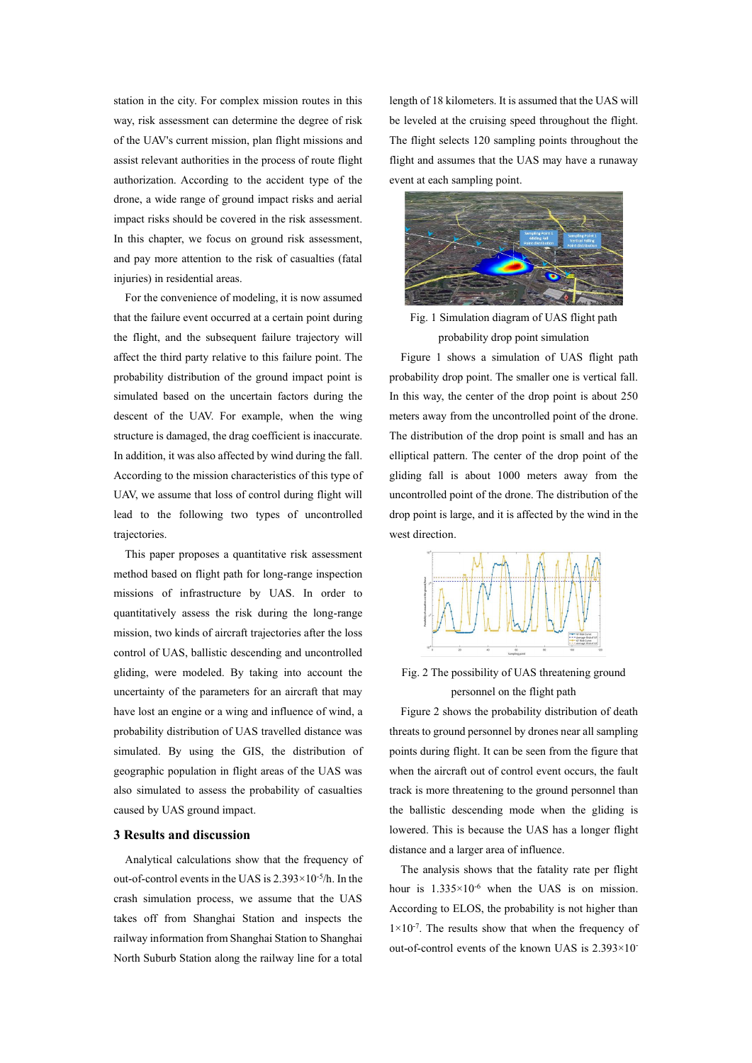station in the city. For complex mission routes in this way, risk assessment can determine the degree of risk of the UAV's current mission, plan flight missions and assist relevant authorities in the process of route flight authorization. According to the accident type of the drone, a wide range of ground impact risks and aerial impact risks should be covered in the risk assessment. In this chapter, we focus on ground risk assessment, and pay more attention to the risk of casualties (fatal injuries) in residential areas.

For the convenience of modeling, it is now assumed that the failure event occurred at a certain point during the flight, and the subsequent failure trajectory will affect the third party relative to this failure point. The probability distribution of the ground impact point is simulated based on the uncertain factors during the descent of the UAV. For example, when the wing structure is damaged, the drag coefficient is inaccurate. In addition, it was also affected by wind during the fall. According to the mission characteristics of this type of UAV, we assume that loss of control during flight will lead to the following two types of uncontrolled trajectories.

This paper proposes a quantitative risk assessment method based on flight path for long-range inspection missions of infrastructure by UAS. In order to quantitatively assess the risk during the long-range mission, two kinds of aircraft trajectories after the loss control of UAS, ballistic descending and uncontrolled gliding, were modeled. By taking into account the uncertainty of the parameters for an aircraft that may have lost an engine or a wing and influence of wind, a probability distribution of UAS travelled distance was simulated. By using the GIS, the distribution of geographic population in flight areas of the UAS was also simulated to assess the probability of casualties caused by UAS ground impact.

## 3 Results and discussion

Analytical calculations show that the frequency of out-of-control events in the UAS is $2.393\times10^{-5}$/h. In the crash simulation process, we assume that the UAS takes off from Shanghai Station and inspects the railway information from Shanghai Station to Shanghai North Suburb Station along the railway line for a total length of 18 kilometers. It is assumed that the UAS will be leveled at the cruising speed throughout the flight. The flight selects 120 sampling points throughout the flight and assumes that the UAS may have a runaway event at each sampling point.

Fig. 1 Simulation diagram of UAS flight path probability drop point simulation

Figure 1 shows a simulation of UAS flight path probability drop point. The smaller one is vertical fall. In this way, the center of the drop point is about 250 meters away from the uncontrolled point of the drone. The distribution of the drop point is small and has an elliptical pattern. The center of the drop point of the gliding fall is about 1000 meters away from the uncontrolled point of the drone. The distribution of the drop point is large, and it is affected by the wind in the west direction.

Fig. 2 The possibility of UAS threatening ground personnel on the flight path

Figure 2 shows the probability distribution of death threats to ground personnel by drones near all sampling points during flight. It can be seen from the figure that when the aircraft out of control event occurs, the fault track is more threatening to the ground personnel than the ballistic descending mode when the gliding is lowered. This is because the UAS has a longer flight distance and a larger area of influence.

The analysis shows that the fatality rate per flight hour is $1.335\times10^{-6}$ when the UAS is on mission. According to ELOS, the probability is not higher than $1\times10^{-7}$. The results show that when the frequency of out-of-control events of the known UAS is $2.393\times10^{-}$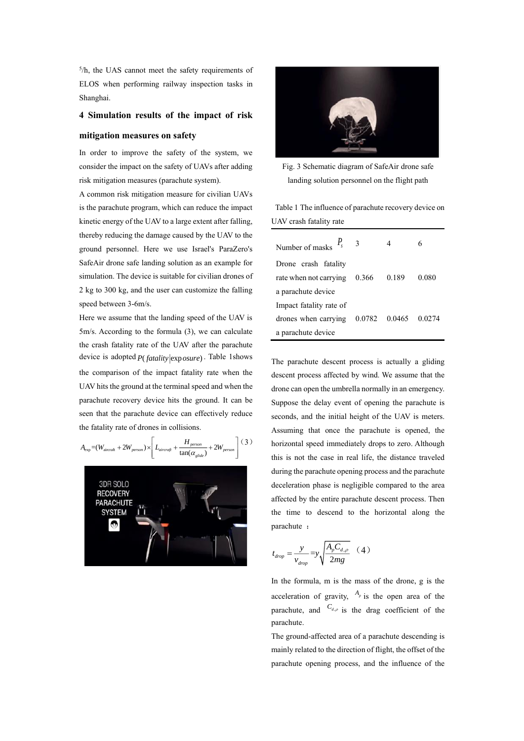[5]/h, the UAS cannot meet the safety requirements of ELOS when performing railway inspection tasks in Shanghai.

## 4 Simulation results of the impact of risk mitigation measures on safety

In order to improve the safety of the system, we consider the impact on the safety of UAVs after adding risk mitigation measures (parachute system).

A common risk mitigation measure for civilian UAVs is the parachute program, which can reduce the impact kinetic energy of the UAV to a large extent after falling, thereby reducing the damage caused by the UAV to the ground personnel. Here we use Israel's ParaZero's SafeAir drone safe landing solution as an example for simulation. The device is suitable for civilian drones of 2 kg to 300 kg, and the user can customize the falling speed between 3-6m/s.

Here we assume that the landing speed of the UAV is 5m/s. According to the formula (3), we can calculate the crash fatality rate of the UAV after the parachute device is adopted $P(fatality|exposure)$. Table 1shows the comparison of the impact fatality rate when the UAV hits the ground at the terminal speed and when the parachute recovery device hits the ground. It can be seen that the parachute device can effectively reduce the fatality rate of drones in collisions.

$$A_{\exp}=(W_{\text{aircraft}}+2W_{person})\times\left[L_{aircraft}+\frac{H_{person}}{\tan(\alpha_{glide})}+2W_{person}\right] \quad (3)$$

Fig. 3 Schematic diagram of SafeAir drone safe landing solution personnel on the flight path

Table 1 The influence of parachute recovery device on UAV crash fatality rate

| Number of masks $P_s$ | 3 | 4 | 6 |
|---|---|---|---|
| Drone crash fatality rate when not carrying a parachute device | 0.366 | 0.189 | 0.080 |
| Impact fatality rate of drones when carrying a parachute device | 0.0782 | 0.0465 | 0.0274 |

The parachute descent process is actually a gliding descent process affected by wind. We assume that the drone can open the umbrella normally in an emergency. Suppose the delay event of opening the parachute is seconds, and the initial height of the UAV is meters. Assuming that once the parachute is opened, the horizontal speed immediately drops to zero. Although this is not the case in real life, the distance traveled during the parachute opening process and the parachute deceleration phase is negligible compared to the area affected by the entire parachute descent process. Then the time to descend to the horizontal along the parachute ：

$$t_{drop}=\frac{y}{v_{drop}}=y\sqrt{\frac{A_p C_{d,\rho}}{2mg}} \quad (4)$$

In the formula, m is the mass of the drone, g is the acceleration of gravity, $A_p$ is the open area of the parachute, and $C_{d,\rho}$ is the drag coefficient of the parachute.

The ground-affected area of a parachute descending is mainly related to the direction of flight, the offset of the parachute opening process, and the influence of the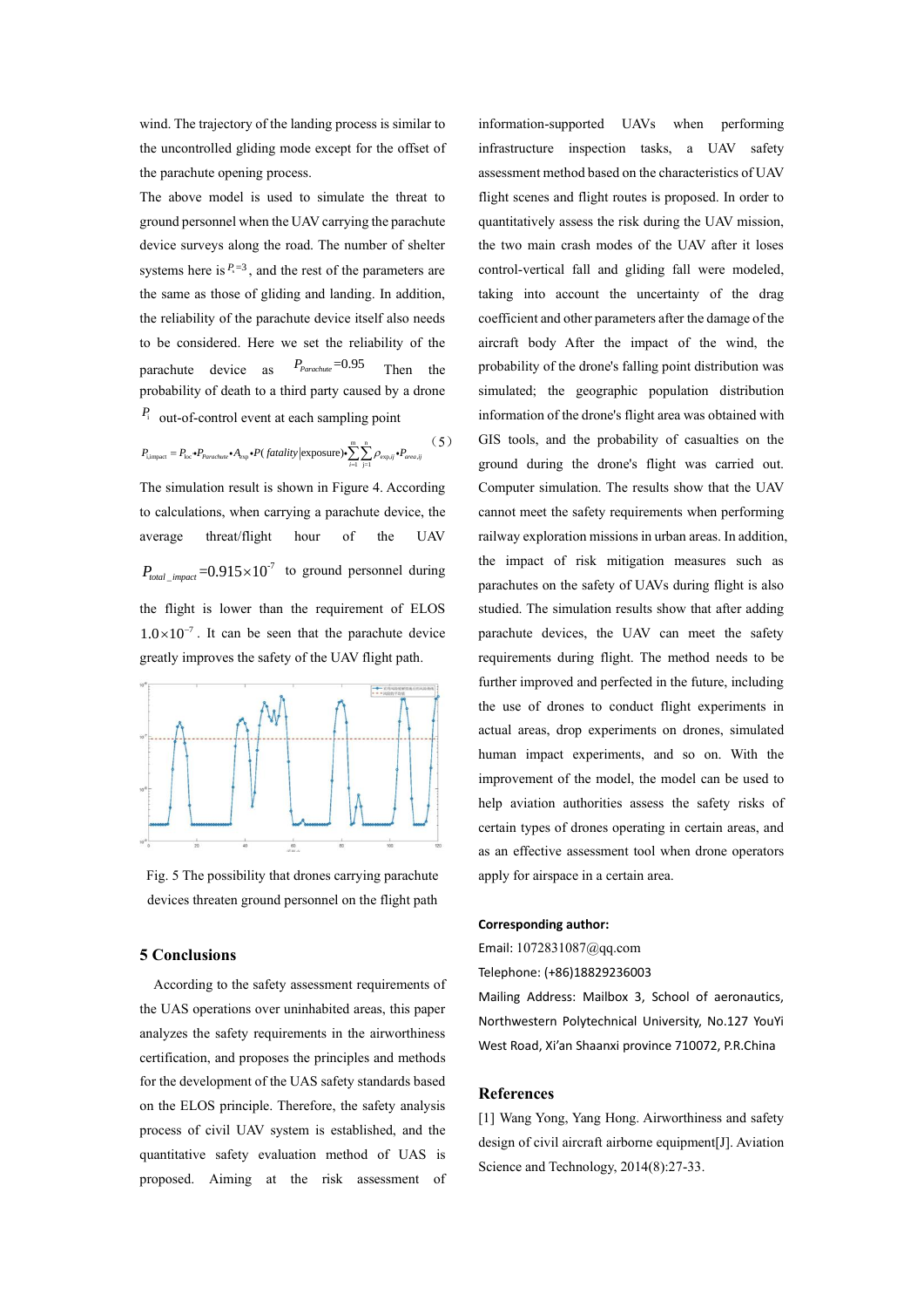wind. The trajectory of the landing process is similar to the uncontrolled gliding mode except for the offset of the parachute opening process.

The above model is used to simulate the threat to ground personnel when the UAV carrying the parachute device surveys along the road. The number of shelter systems here is $P_s$=3, and the rest of the parameters are the same as those of gliding and landing. In addition, the reliability of the parachute device itself also needs to be considered. Here we set the reliability of the parachute device as $P_{Parachute}$=0.95 Then the probability of death to a third party caused by a drone $P_i$ out-of-control event at each sampling point

$$P_{i,impact} = P_{loc} \cdot P_{Parachute} \cdot A_{exp} \cdot P(\,fatality | \text{exposure}) \cdot \sum_{i=1}^{m} \sum_{j=1}^{n} \rho_{exp,ij} \cdot P_{area,ij} \qquad (5)$$

The simulation result is shown in Figure 4. According to calculations, when carrying a parachute device, the average threat/flight hour of the UAV $P_{total\_impact}$=$0.915\times10^{-7}$ to ground personnel during the flight is lower than the requirement of ELOS $1.0\times10^{-7}$. It can be seen that the parachute device greatly improves the safety of the UAV flight path.

Fig. 5 The possibility that drones carrying parachute devices threaten ground personnel on the flight path

## 5 Conclusions

According to the safety assessment requirements of the UAS operations over uninhabited areas, this paper analyzes the safety requirements in the airworthiness certification, and proposes the principles and methods for the development of the UAS safety standards based on the ELOS principle. Therefore, the safety analysis process of civil UAV system is established, and the quantitative safety evaluation method of UAS is proposed. Aiming at the risk assessment of information-supported UAVs when performing infrastructure inspection tasks, a UAV safety assessment method based on the characteristics of UAV flight scenes and flight routes is proposed. In order to quantitatively assess the risk during the UAV mission, the two main crash modes of the UAV after it loses control-vertical fall and gliding fall were modeled, taking into account the uncertainty of the drag coefficient and other parameters after the damage of the aircraft body After the impact of the wind, the probability of the drone's falling point distribution was simulated; the geographic population distribution information of the drone's flight area was obtained with GIS tools, and the probability of casualties on the ground during the drone's flight was carried out. Computer simulation. The results show that the UAV cannot meet the safety requirements when performing railway exploration missions in urban areas. In addition, the impact of risk mitigation measures such as parachutes on the safety of UAVs during flight is also studied. The simulation results show that after adding parachute devices, the UAV can meet the safety requirements during flight. The method needs to be further improved and perfected in the future, including the use of drones to conduct flight experiments in actual areas, drop experiments on drones, simulated human impact experiments, and so on. With the improvement of the model, the model can be used to help aviation authorities assess the safety risks of certain types of drones operating in certain areas, and as an effective assessment tool when drone operators apply for airspace in a certain area.

**Corresponding author:**

Email: 1072831087@qq.com

Telephone: (+86)18829236003

Mailing Address: Mailbox 3, School of aeronautics, Northwestern Polytechnical University, No.127 YouYi West Road, Xi'an Shaanxi province 710072, P.R.China

## References

[1] Wang Yong, Yang Hong. Airworthiness and safety design of civil aircraft airborne equipment[J]. Aviation Science and Technology, 2014(8):27-33.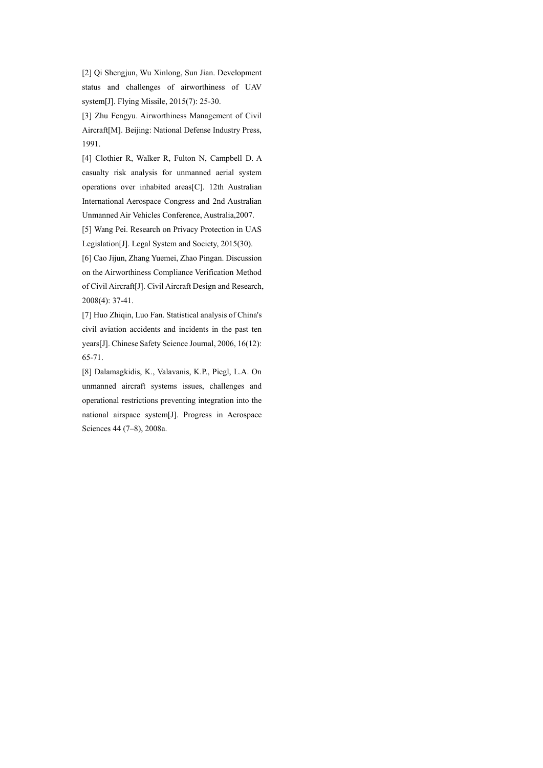[2] Qi Shengjun, Wu Xinlong, Sun Jian. Development status and challenges of airworthiness of UAV system[J]. Flying Missile, 2015(7): 25-30.

[3] Zhu Fengyu. Airworthiness Management of Civil Aircraft[M]. Beijing: National Defense Industry Press, 1991.

[4] Clothier R, Walker R, Fulton N, Campbell D. A casualty risk analysis for unmanned aerial system operations over inhabited areas[C]. 12th Australian International Aerospace Congress and 2nd Australian Unmanned Air Vehicles Conference, Australia,2007.

[5] Wang Pei. Research on Privacy Protection in UAS Legislation[J]. Legal System and Society, 2015(30).

[6] Cao Jijun, Zhang Yuemei, Zhao Pingan. Discussion on the Airworthiness Compliance Verification Method of Civil Aircraft[J]. Civil Aircraft Design and Research, 2008(4): 37-41.

[7] Huo Zhiqin, Luo Fan. Statistical analysis of China's civil aviation accidents and incidents in the past ten years[J]. Chinese Safety Science Journal, 2006, 16(12): 65-71.

[8] Dalamagkidis, K., Valavanis, K.P., Piegl, L.A. On unmanned aircraft systems issues, challenges and operational restrictions preventing integration into the national airspace system[J]. Progress in Aerospace Sciences 44 (7–8), 2008a.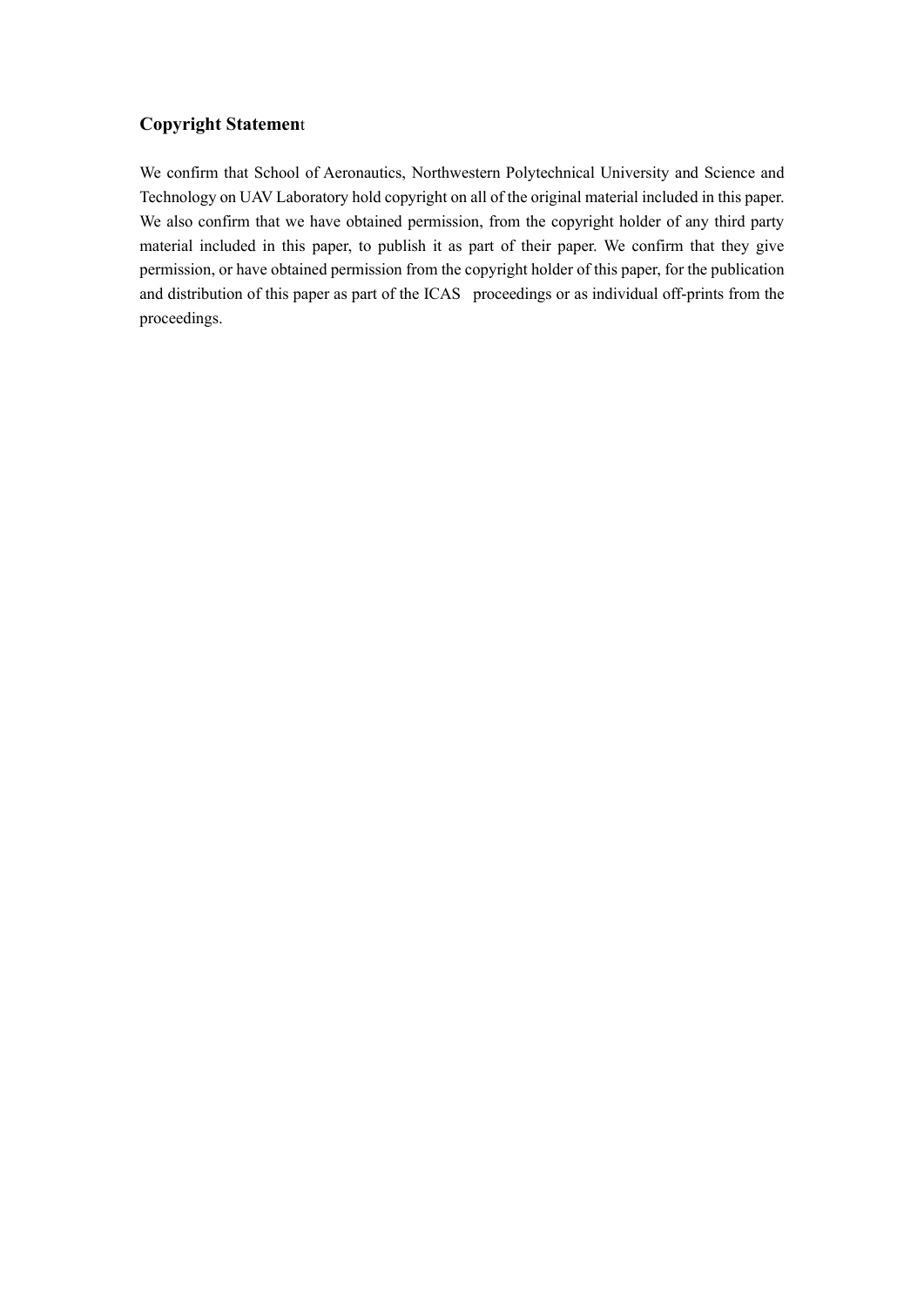### Copyright Statement

We confirm that School of Aeronautics, Northwestern Polytechnical University and Science and Technology on UAV Laboratory hold copyright on all of the original material included in this paper. We also confirm that we have obtained permission, from the copyright holder of any third party material included in this paper, to publish it as part of their paper. We confirm that they give permission, or have obtained permission from the copyright holder of this paper, for the publication and distribution of this paper as part of the ICAS proceedings or as individual off-prints from the proceedings.